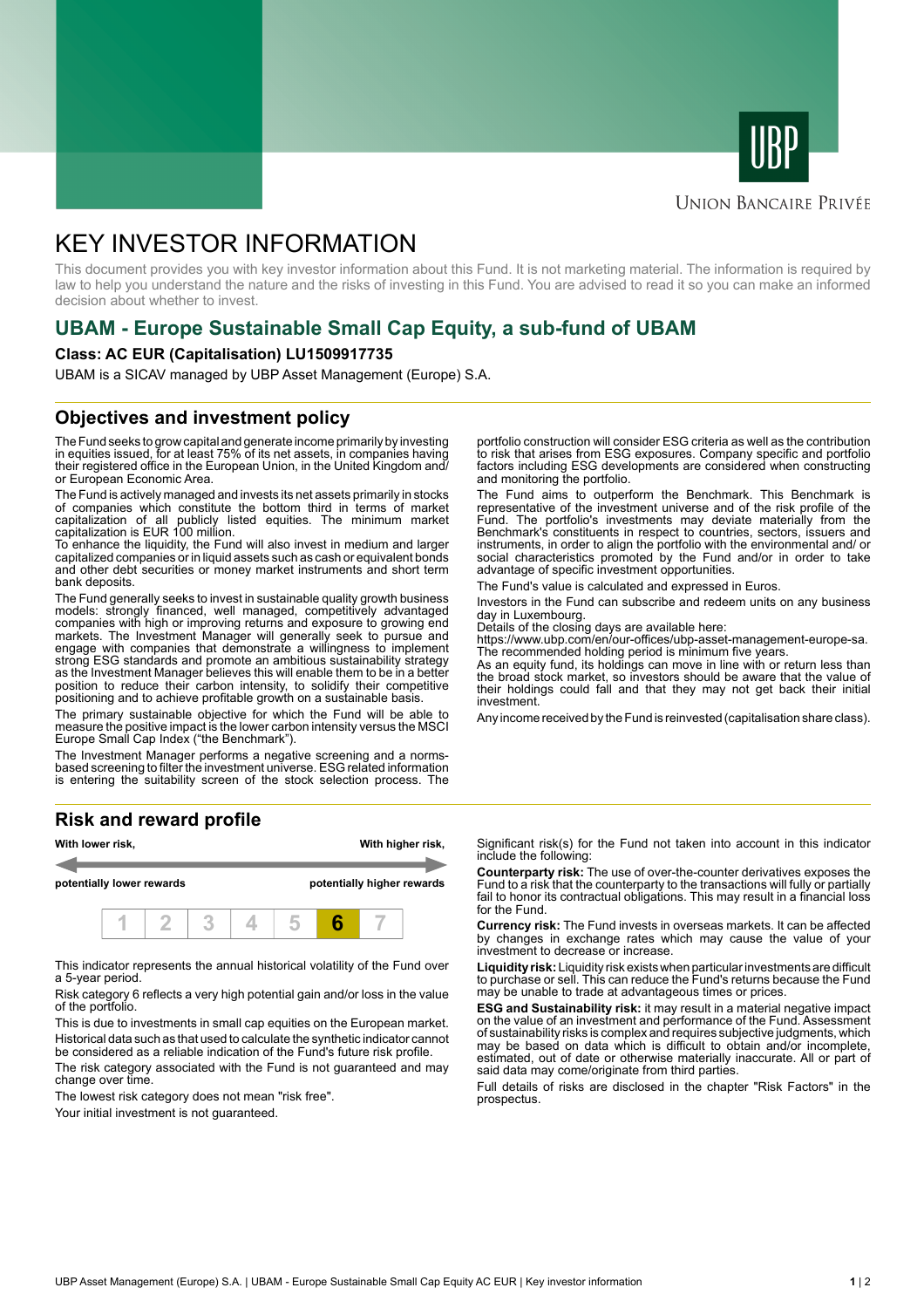UBP

Union Bancaire Privée

# KEY INVESTOR INFORMATION

This document provides you with key investor information about this Fund. It is not marketing material. The information is required by law to help you understand the nature and the risks of investing in this Fund. You are advised to read it so you can make an informed decision about whether to invest.

## UBAM - Europe Sustainable Small Cap Equity, a sub-fund of UBAM

**Class: AC EUR (Capitalisation) LU1509917735**

UBAM is a SICAV managed by UBP Asset Management (Europe) S.A.

## Objectives and investment policy

The Fund seeks to grow capital and generate income primarily by investing in equities issued, for at least 75% of its net assets, in companies having their registered office in the European Union, in the United Kingdom and/ or European Economic Area.

The Fund is actively managed and invests its net assets primarily in stocks of companies which constitute the bottom third in terms of market capitalization of all publicly listed equities. The minimum market capitalization is EUR 100 million.
To enhance the liquidity, the Fund will also invest in medium and larger capitalized companies or in liquid assets such as cash or equivalent bonds and other debt securities or money market instruments and short term bank deposits.

The Fund generally seeks to invest in sustainable quality growth business models: strongly financed, well managed, competitively advantaged companies with high or improving returns and exposure to growing end markets. The Investment Manager will generally seek to pursue and engage with companies that demonstrate a willingness to implement strong ESG standards and promote an ambitious sustainability strategy as the Investment Manager believes this will enable them to be in a better position to reduce their carbon intensity, to solidify their competitive positioning and to achieve profitable growth on a sustainable basis.

The primary sustainable objective for which the Fund will be able to measure the positive impact is the lower carbon intensity versus the MSCI Europe Small Cap Index ("the Benchmark").

The Investment Manager performs a negative screening and a norms-based screening to filter the investment universe. ESG related information is entering the suitability screen of the stock selection process. The portfolio construction will consider ESG criteria as well as the contribution to risk that arises from ESG exposures. Company specific and portfolio factors including ESG developments are considered when constructing and monitoring the portfolio.

The Fund aims to outperform the Benchmark. This Benchmark is representative of the investment universe and of the risk profile of the Fund. The portfolio's investments may deviate materially from the Benchmark's constituents in respect to countries, sectors, issuers and instruments, in order to align the portfolio with the environmental and/ or social characteristics promoted by the Fund and/or in order to take advantage of specific investment opportunities.

The Fund's value is calculated and expressed in Euros.

Investors in the Fund can subscribe and redeem units on any business day in Luxembourg.
Details of the closing days are available here:
https://www.ubp.com/en/our-offices/ubp-asset-management-europe-sa.
The recommended holding period is minimum five years.
As an equity fund, its holdings can move in line with or return less than the broad stock market, so investors should be aware that the value of their holdings could fall and that they may not get back their initial investment.

Any income received by the Fund is reinvested (capitalisation share class).

## Risk and reward profile

| With lower risk, | | | | | | With higher risk, |
|---|---|---|---|---|---|---|
| potentially lower rewards | | | | | | potentially higher rewards |
| 1 | 2 | 3 | 4 | 5 | **6** | 7 |

This indicator represents the annual historical volatility of the Fund over a 5-year period.

Risk category 6 reflects a very high potential gain and/or loss in the value of the portfolio.

This is due to investments in small cap equities on the European market.

Historical data such as that used to calculate the synthetic indicator cannot be considered as a reliable indication of the Fund's future risk profile.

The risk category associated with the Fund is not guaranteed and may change over time.

The lowest risk category does not mean "risk free".

Your initial investment is not guaranteed.

Significant risk(s) for the Fund not taken into account in this indicator include the following:

**Counterparty risk:** The use of over-the-counter derivatives exposes the Fund to a risk that the counterparty to the transactions will fully or partially fail to honor its contractual obligations. This may result in a financial loss for the Fund.

**Currency risk:** The Fund invests in overseas markets. It can be affected by changes in exchange rates which may cause the value of your investment to decrease or increase.

**Liquidity risk:** Liquidity risk exists when particular investments are difficult to purchase or sell. This can reduce the Fund's returns because the Fund may be unable to trade at advantageous times or prices.

**ESG and Sustainability risk:** it may result in a material negative impact on the value of an investment and performance of the Fund. Assessment of sustainability risks is complex and requires subjective judgments, which may be based on data which is difficult to obtain and/or incomplete, estimated, out of date or otherwise materially inaccurate. All or part of said data may come/originate from third parties.

Full details of risks are disclosed in the chapter "Risk Factors" in the prospectus.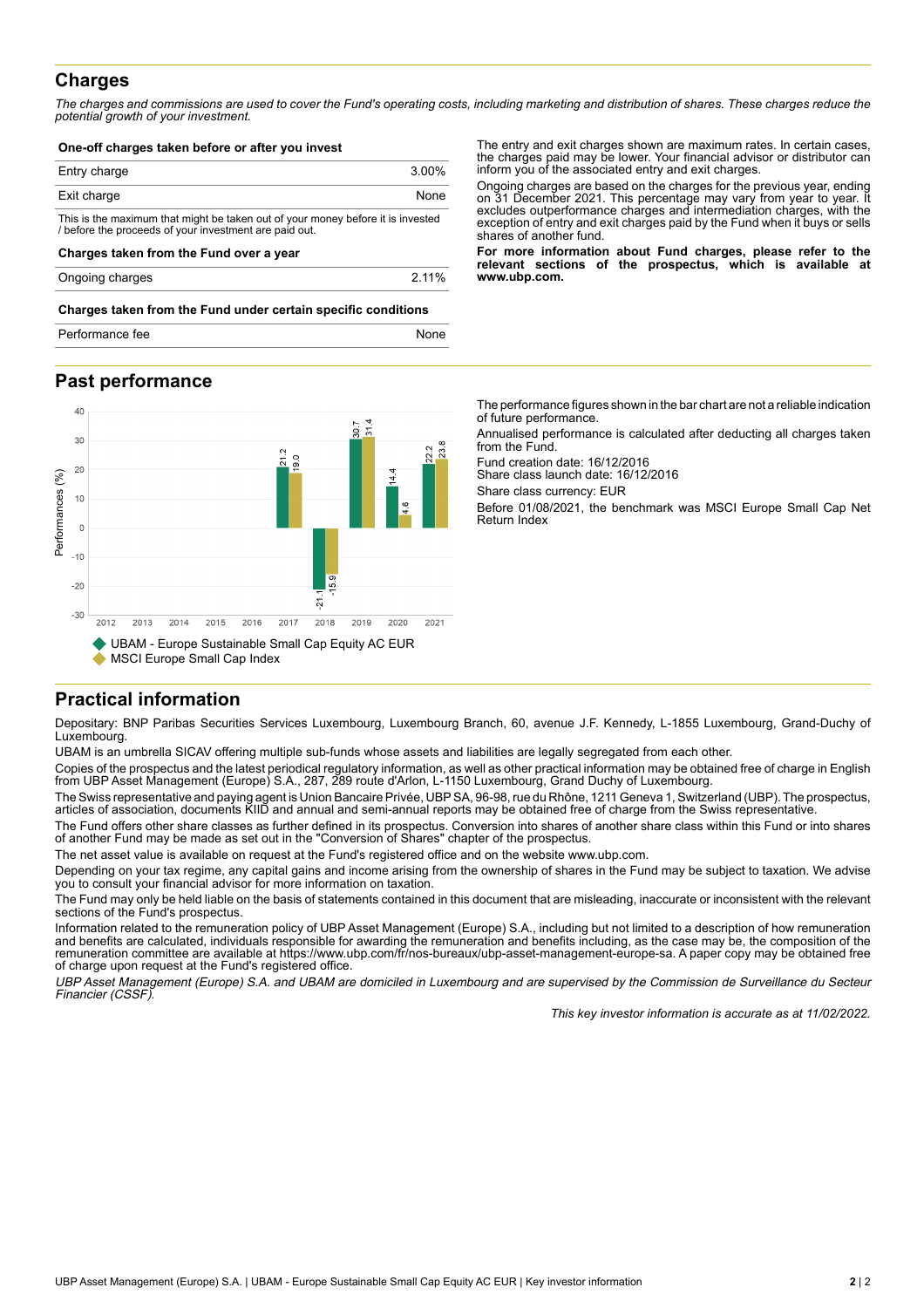## Charges

*The charges and commissions are used to cover the Fund's operating costs, including marketing and distribution of shares. These charges reduce the potential growth of your investment.*

| **One-off charges taken before or after you invest** | |
|---|---|
| Entry charge | 3.00% |
| Exit charge | None |

This is the maximum that might be taken out of your money before it is invested / before the proceeds of your investment are paid out.

| **Charges taken from the Fund over a year** | |
|---|---|
| Ongoing charges | 2.11% |

| **Charges taken from the Fund under certain specific conditions** | |
|---|---|
| Performance fee | None |

The entry and exit charges shown are maximum rates. In certain cases, the charges paid may be lower. Your financial advisor or distributor can inform you of the associated entry and exit charges.

Ongoing charges are based on the charges for the previous year, ending on 31 December 2021. This percentage may vary from year to year. It excludes outperformance charges and intermediation charges, with the exception of entry and exit charges paid by the Fund when it buys or sells shares of another fund.

**For more information about Fund charges, please refer to the relevant sections of the prospectus, which is available at www.ubp.com.**

## Past performance

Performances (%)

40
30
20
10
0
-10
-20
-30

2012 2013 2014 2015 2016 2017 2018 2019 2020 2021

21.2 19.0
-21.1 -15.9
30.7 31.4
14.4 4.6
22.2 23.8

UBAM - Europe Sustainable Small Cap Equity AC EUR
MSCI Europe Small Cap Index

The performance figures shown in the bar chart are not a reliable indication of future performance.

Annualised performance is calculated after deducting all charges taken from the Fund.

Fund creation date: 16/12/2016
Share class launch date: 16/12/2016

Share class currency: EUR

Before 01/08/2021, the benchmark was MSCI Europe Small Cap Net Return Index

## Practical information

Depositary: BNP Paribas Securities Services Luxembourg, Luxembourg Branch, 60, avenue J.F. Kennedy, L-1855 Luxembourg, Grand-Duchy of Luxembourg.

UBAM is an umbrella SICAV offering multiple sub-funds whose assets and liabilities are legally segregated from each other.

Copies of the prospectus and the latest periodical regulatory information, as well as other practical information may be obtained free of charge in English from UBP Asset Management (Europe) S.A., 287, 289 route d'Arlon, L-1150 Luxembourg, Grand Duchy of Luxembourg.

The Swiss representative and paying agent is Union Bancaire Privée, UBP SA, 96-98, rue du Rhône, 1211 Geneva 1, Switzerland (UBP). The prospectus, articles of association, documents KIID and annual and semi-annual reports may be obtained free of charge from the Swiss representative.

The Fund offers other share classes as further defined in its prospectus. Conversion into shares of another share class within this Fund or into shares of another Fund may be made as set out in the "Conversion of Shares" chapter of the prospectus.

The net asset value is available on request at the Fund's registered office and on the website www.ubp.com.

Depending on your tax regime, any capital gains and income arising from the ownership of shares in the Fund may be subject to taxation. We advise you to consult your financial advisor for more information on taxation.

The Fund may only be held liable on the basis of statements contained in this document that are misleading, inaccurate or inconsistent with the relevant sections of the Fund's prospectus.

Information related to the remuneration policy of UBP Asset Management (Europe) S.A., including but not limited to a description of how remuneration and benefits are calculated, individuals responsible for awarding the remuneration and benefits including, as the case may be, the composition of the remuneration committee are available at https://www.ubp.com/fr/nos-bureaux/ubp-asset-management-europe-sa. A paper copy may be obtained free of charge upon request at the Fund's registered office.

*UBP Asset Management (Europe) S.A. and UBAM are domiciled in Luxembourg and are supervised by the Commission de Surveillance du Secteur Financier (CSSF).*

*This key investor information is accurate as at 11/02/2022.*